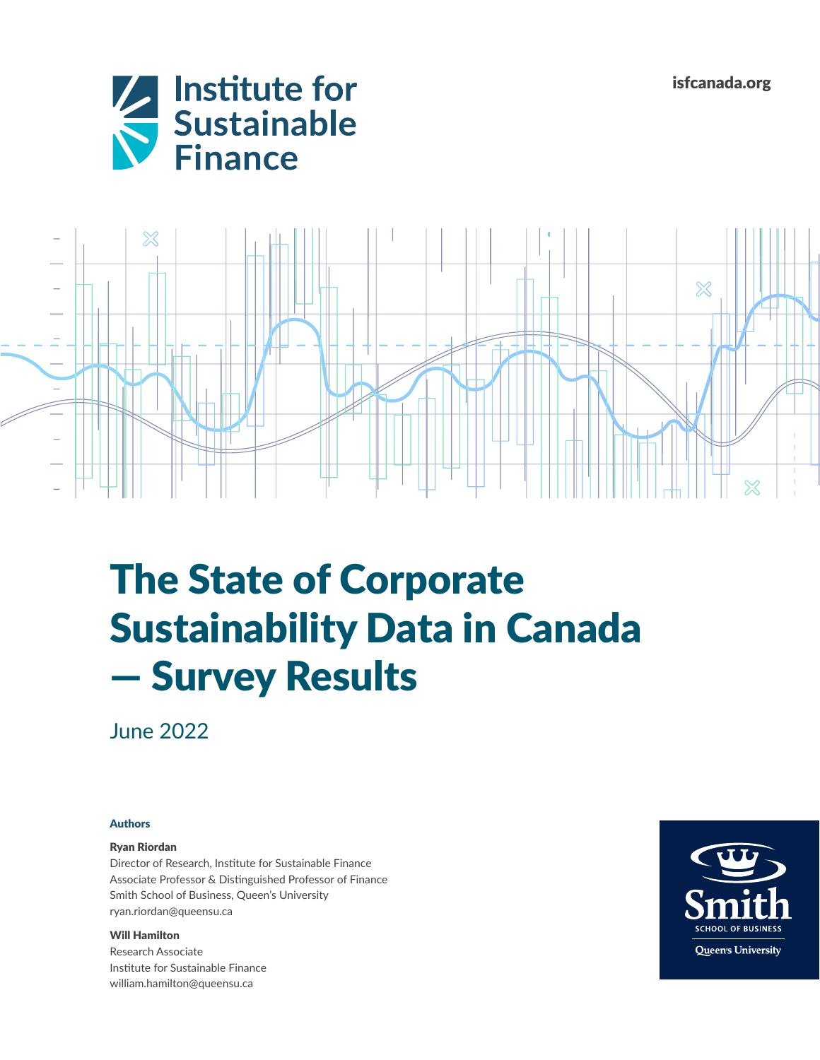Institute for Sustainable Finance

isfcanada.org

# The State of Corporate Sustainability Data in Canada — Survey Results

June 2022

**Authors**

**Ryan Riordan**
Director of Research, Institute for Sustainable Finance
Associate Professor & Distinguished Professor of Finance
Smith School of Business, Queen's University
ryan.riordan@queensu.ca

**Will Hamilton**
Research Associate
Institute for Sustainable Finance
william.hamilton@queensu.ca

Smith School of Business
Queen's University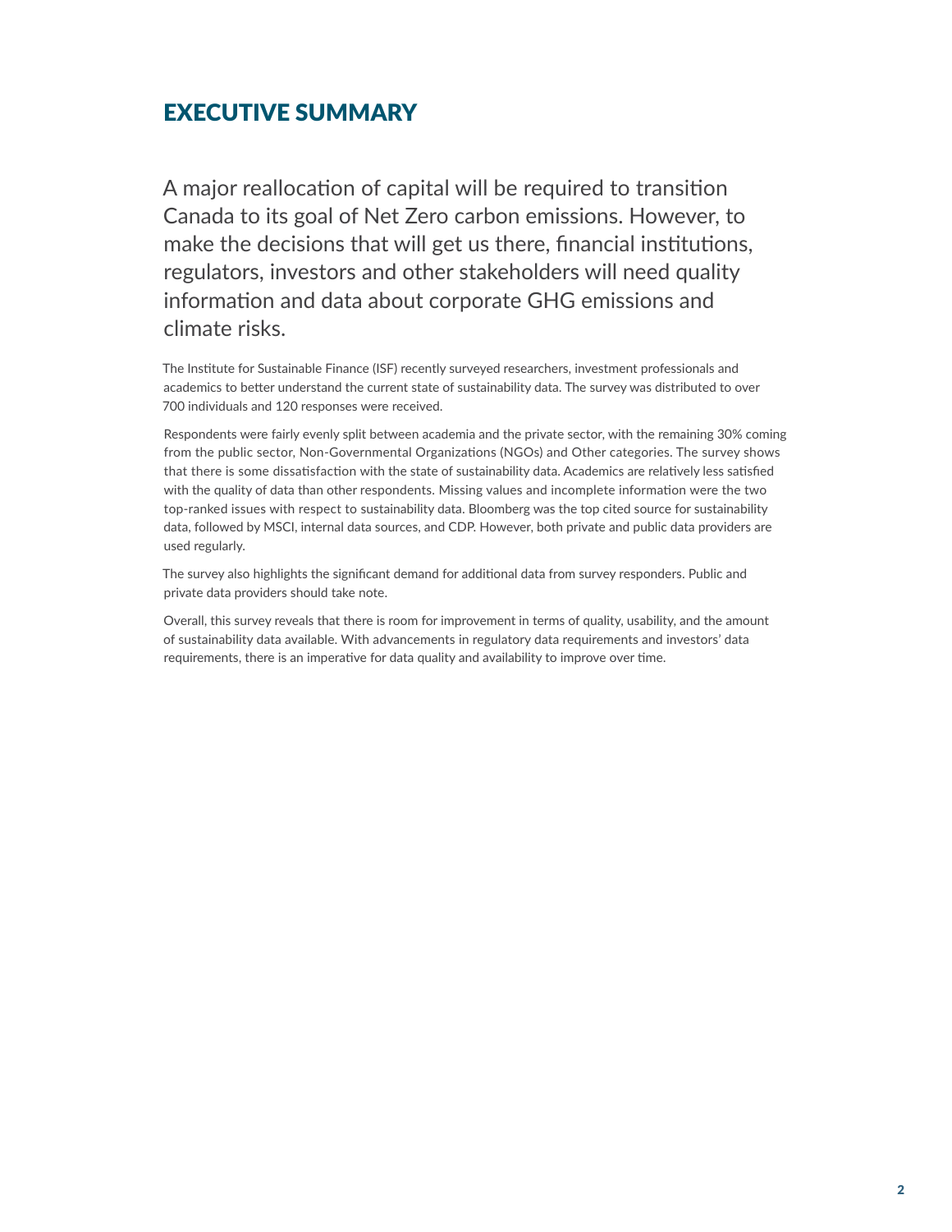# EXECUTIVE SUMMARY

A major reallocation of capital will be required to transition Canada to its goal of Net Zero carbon emissions. However, to make the decisions that will get us there, financial institutions, regulators, investors and other stakeholders will need quality information and data about corporate GHG emissions and climate risks.

The Institute for Sustainable Finance (ISF) recently surveyed researchers, investment professionals and academics to better understand the current state of sustainability data. The survey was distributed to over 700 individuals and 120 responses were received.

Respondents were fairly evenly split between academia and the private sector, with the remaining 30% coming from the public sector, Non-Governmental Organizations (NGOs) and Other categories. The survey shows that there is some dissatisfaction with the state of sustainability data. Academics are relatively less satisfied with the quality of data than other respondents. Missing values and incomplete information were the two top-ranked issues with respect to sustainability data. Bloomberg was the top cited source for sustainability data, followed by MSCI, internal data sources, and CDP. However, both private and public data providers are used regularly.

The survey also highlights the significant demand for additional data from survey responders. Public and private data providers should take note.

Overall, this survey reveals that there is room for improvement in terms of quality, usability, and the amount of sustainability data available. With advancements in regulatory data requirements and investors' data requirements, there is an imperative for data quality and availability to improve over time.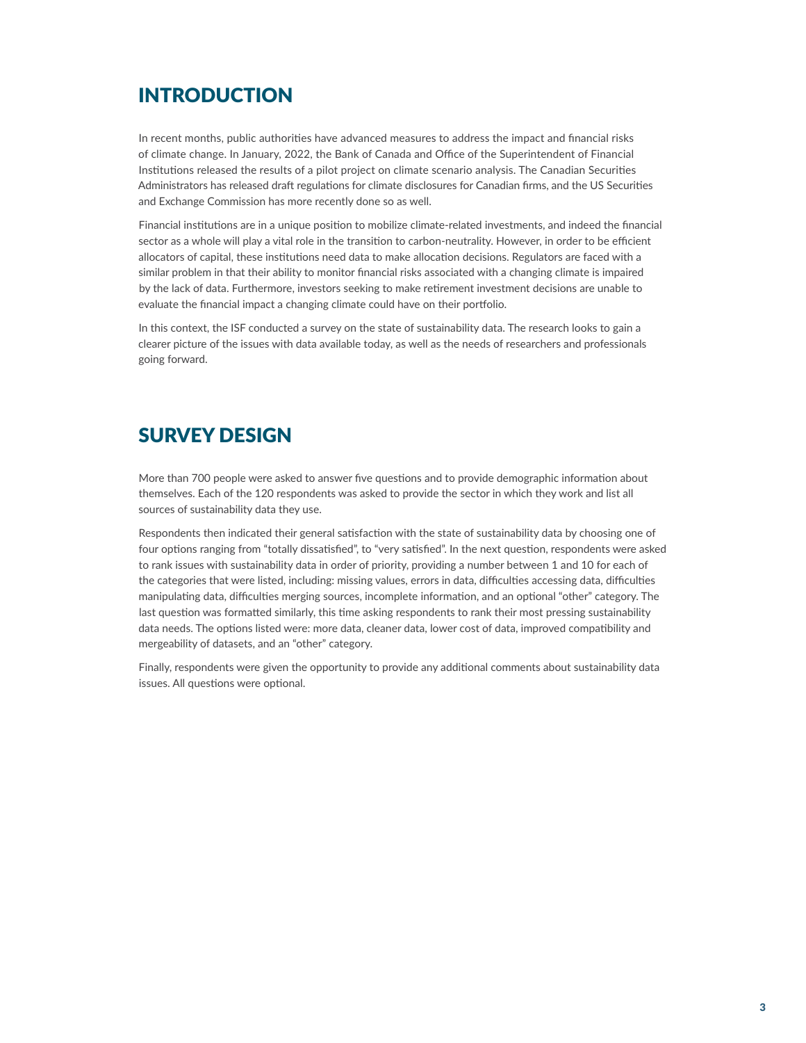## INTRODUCTION

In recent months, public authorities have advanced measures to address the impact and financial risks of climate change. In January, 2022, the Bank of Canada and Office of the Superintendent of Financial Institutions released the results of a pilot project on climate scenario analysis. The Canadian Securities Administrators has released draft regulations for climate disclosures for Canadian firms, and the US Securities and Exchange Commission has more recently done so as well.

Financial institutions are in a unique position to mobilize climate-related investments, and indeed the financial sector as a whole will play a vital role in the transition to carbon-neutrality. However, in order to be efficient allocators of capital, these institutions need data to make allocation decisions. Regulators are faced with a similar problem in that their ability to monitor financial risks associated with a changing climate is impaired by the lack of data. Furthermore, investors seeking to make retirement investment decisions are unable to evaluate the financial impact a changing climate could have on their portfolio.

In this context, the ISF conducted a survey on the state of sustainability data. The research looks to gain a clearer picture of the issues with data available today, as well as the needs of researchers and professionals going forward.

## SURVEY DESIGN

More than 700 people were asked to answer five questions and to provide demographic information about themselves. Each of the 120 respondents was asked to provide the sector in which they work and list all sources of sustainability data they use.

Respondents then indicated their general satisfaction with the state of sustainability data by choosing one of four options ranging from "totally dissatisfied", to "very satisfied". In the next question, respondents were asked to rank issues with sustainability data in order of priority, providing a number between 1 and 10 for each of the categories that were listed, including: missing values, errors in data, difficulties accessing data, difficulties manipulating data, difficulties merging sources, incomplete information, and an optional "other" category. The last question was formatted similarly, this time asking respondents to rank their most pressing sustainability data needs. The options listed were: more data, cleaner data, lower cost of data, improved compatibility and mergeability of datasets, and an "other" category.

Finally, respondents were given the opportunity to provide any additional comments about sustainability data issues. All questions were optional.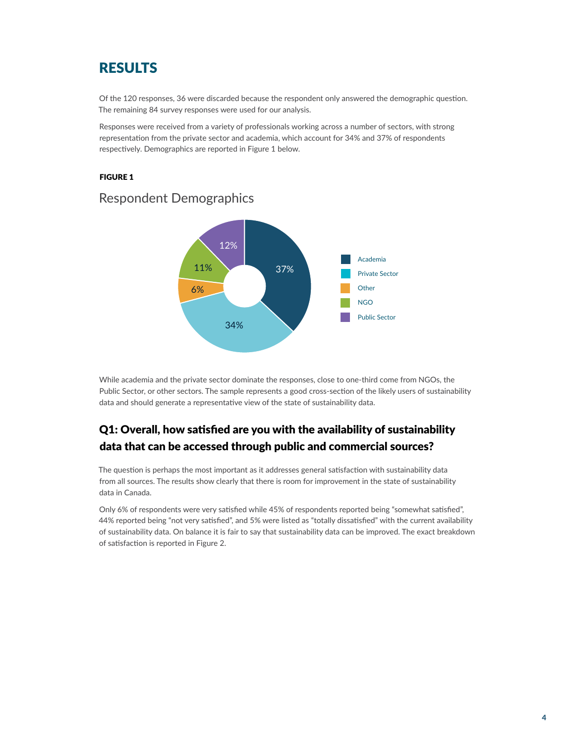# RESULTS

Of the 120 responses, 36 were discarded because the respondent only answered the demographic question. The remaining 84 survey responses were used for our analysis.

Responses were received from a variety of professionals working across a number of sectors, with strong representation from the private sector and academia, which account for 34% and 37% of respondents respectively. Demographics are reported in Figure 1 below.

**FIGURE 1**

Respondent Demographics

| Sector | Share |
| --- | --- |
| Academia | 37% |
| Private Sector | 34% |
| Other | 6% |
| NGO | 11% |
| Public Sector | 12% |

While academia and the private sector dominate the responses, close to one-third come from NGOs, the Public Sector, or other sectors. The sample represents a good cross-section of the likely users of sustainability data and should generate a representative view of the state of sustainability data.

## Q1: Overall, how satisfied are you with the availability of sustainability data that can be accessed through public and commercial sources?

The question is perhaps the most important as it addresses general satisfaction with sustainability data from all sources. The results show clearly that there is room for improvement in the state of sustainability data in Canada.

Only 6% of respondents were very satisfied while 45% of respondents reported being "somewhat satisfied", 44% reported being "not very satisfied", and 5% were listed as "totally dissatisfied" with the current availability of sustainability data. On balance it is fair to say that sustainability data can be improved. The exact breakdown of satisfaction is reported in Figure 2.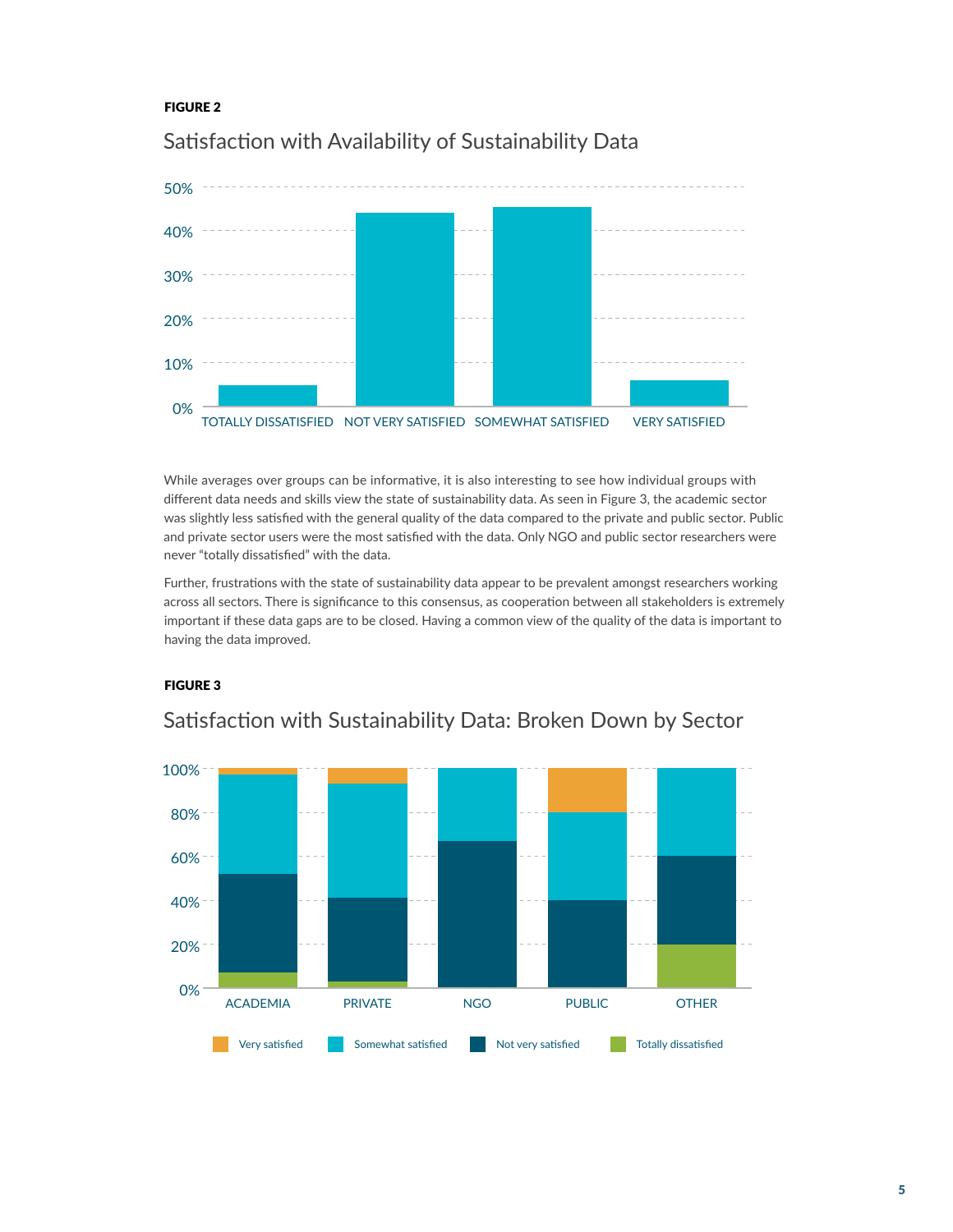**FIGURE 2**

Satisfaction with Availability of Sustainability Data

While averages over groups can be informative, it is also interesting to see how individual groups with different data needs and skills view the state of sustainability data. As seen in Figure 3, the academic sector was slightly less satisfied with the general quality of the data compared to the private and public sector. Public and private sector users were the most satisfied with the data. Only NGO and public sector researchers were never "totally dissatisfied" with the data.

Further, frustrations with the state of sustainability data appear to be prevalent amongst researchers working across all sectors. There is significance to this consensus, as cooperation between all stakeholders is extremely important if these data gaps are to be closed. Having a common view of the quality of the data is important to having the data improved.

**FIGURE 3**

Satisfaction with Sustainability Data: Broken Down by Sector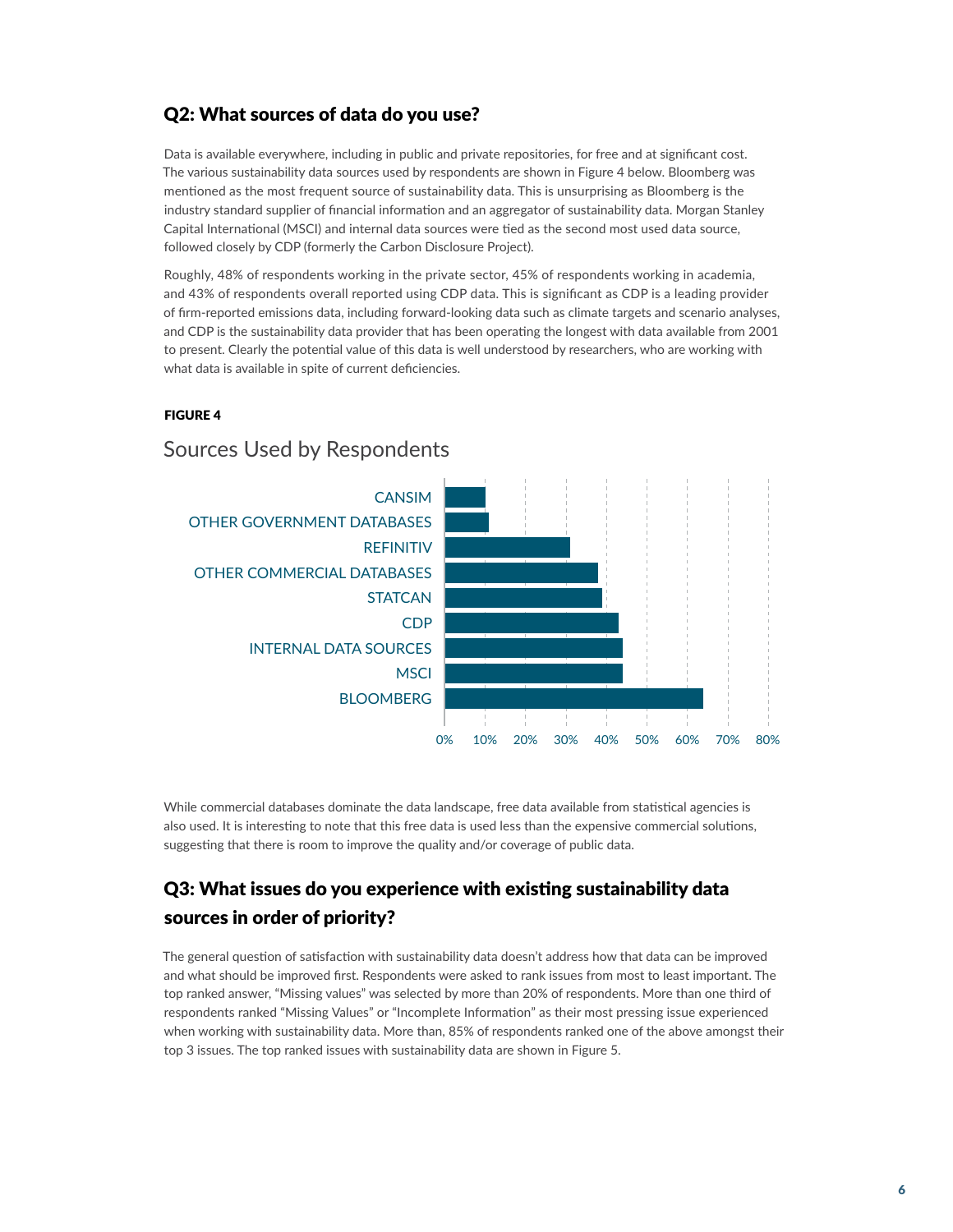## Q2: What sources of data do you use?

Data is available everywhere, including in public and private repositories, for free and at significant cost. The various sustainability data sources used by respondents are shown in Figure 4 below. Bloomberg was mentioned as the most frequent source of sustainability data. This is unsurprising as Bloomberg is the industry standard supplier of financial information and an aggregator of sustainability data. Morgan Stanley Capital International (MSCI) and internal data sources were tied as the second most used data source, followed closely by CDP (formerly the Carbon Disclosure Project).

Roughly, 48% of respondents working in the private sector, 45% of respondents working in academia, and 43% of respondents overall reported using CDP data. This is significant as CDP is a leading provider of firm-reported emissions data, including forward-looking data such as climate targets and scenario analyses, and CDP is the sustainability data provider that has been operating the longest with data available from 2001 to present. Clearly the potential value of this data is well understood by researchers, who are working with what data is available in spite of current deficiencies.

**FIGURE 4**

Sources Used by Respondents

While commercial databases dominate the data landscape, free data available from statistical agencies is also used. It is interesting to note that this free data is used less than the expensive commercial solutions, suggesting that there is room to improve the quality and/or coverage of public data.

## Q3: What issues do you experience with existing sustainability data sources in order of priority?

The general question of satisfaction with sustainability data doesn't address how that data can be improved and what should be improved first. Respondents were asked to rank issues from most to least important. The top ranked answer, "Missing values" was selected by more than 20% of respondents. More than one third of respondents ranked "Missing Values" or "Incomplete Information" as their most pressing issue experienced when working with sustainability data. More than, 85% of respondents ranked one of the above amongst their top 3 issues. The top ranked issues with sustainability data are shown in Figure 5.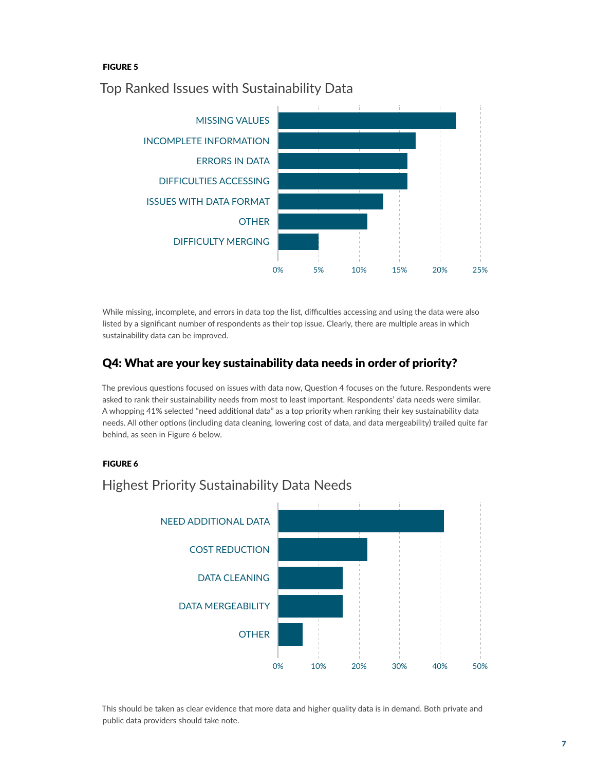**FIGURE 5**

## Top Ranked Issues with Sustainability Data

| Issue | Percentage |
|---|---|
| MISSING VALUES | ~22% |
| INCOMPLETE INFORMATION | ~17% |
| ERRORS IN DATA | ~16% |
| DIFFICULTIES ACCESSING | ~16% |
| ISSUES WITH DATA FORMAT | ~13% |
| OTHER | ~11% |
| DIFFICULTY MERGING | ~5% |

While missing, incomplete, and errors in data top the list, difficulties accessing and using the data were also listed by a significant number of respondents as their top issue. Clearly, there are multiple areas in which sustainability data can be improved.

## Q4: What are your key sustainability data needs in order of priority?

The previous questions focused on issues with data now, Question 4 focuses on the future. Respondents were asked to rank their sustainability needs from most to least important. Respondents' data needs were similar. A whopping 41% selected "need additional data" as a top priority when ranking their key sustainability data needs. All other options (including data cleaning, lowering cost of data, and data mergeability) trailed quite far behind, as seen in Figure 6 below.

**FIGURE 6**

## Highest Priority Sustainability Data Needs

| Need | Percentage |
|---|---|
| NEED ADDITIONAL DATA | ~41% |
| COST REDUCTION | ~22% |
| DATA CLEANING | ~16% |
| DATA MERGEABILITY | ~16% |
| OTHER | ~6% |

This should be taken as clear evidence that more data and higher quality data is in demand. Both private and public data providers should take note.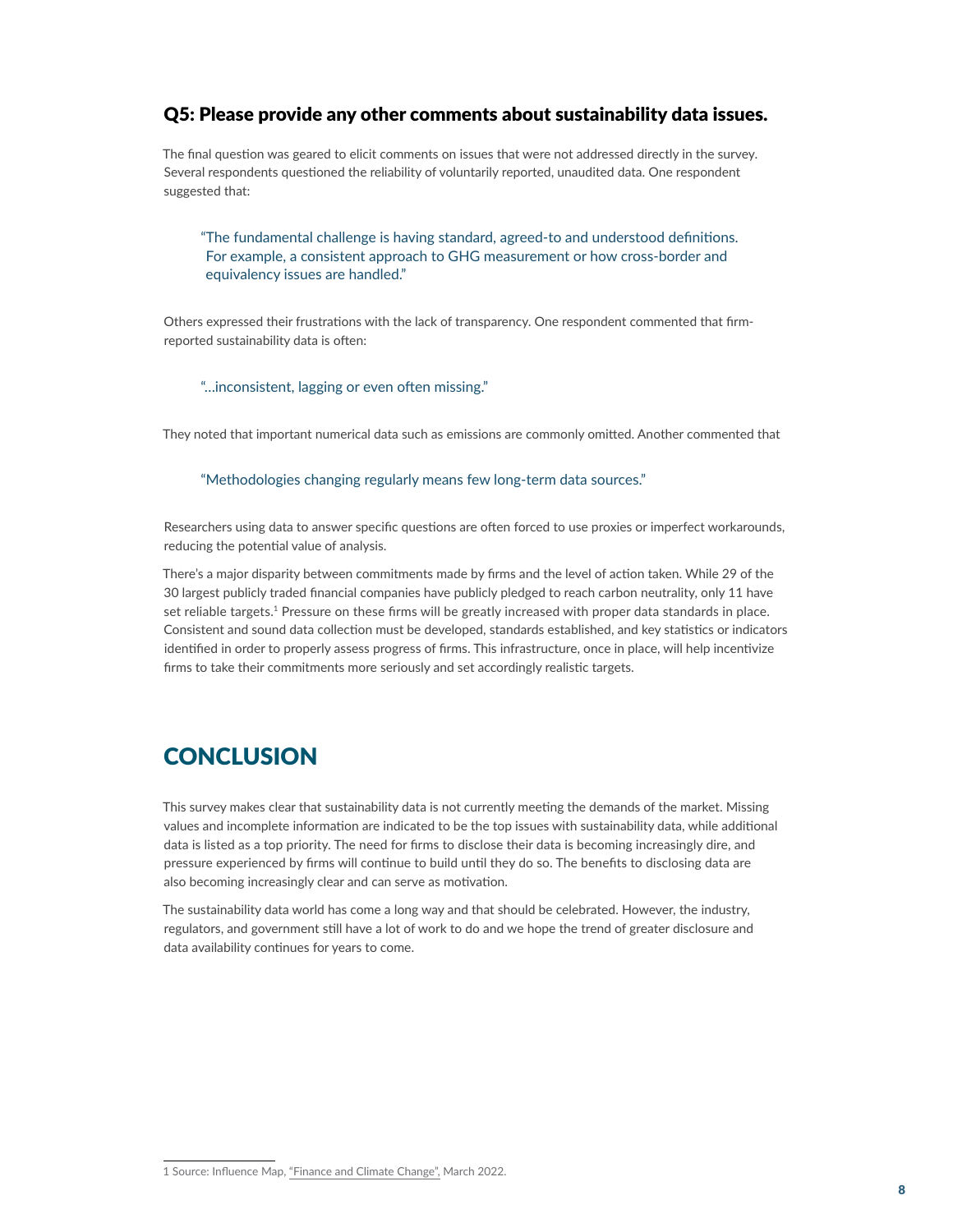### Q5: Please provide any other comments about sustainability data issues.

The final question was geared to elicit comments on issues that were not addressed directly in the survey. Several respondents questioned the reliability of voluntarily reported, unaudited data. One respondent suggested that:

> "The fundamental challenge is having standard, agreed-to and understood definitions. For example, a consistent approach to GHG measurement or how cross-border and equivalency issues are handled."

Others expressed their frustrations with the lack of transparency. One respondent commented that firm-reported sustainability data is often:

> "…inconsistent, lagging or even often missing."

They noted that important numerical data such as emissions are commonly omitted. Another commented that

> "Methodologies changing regularly means few long-term data sources."

Researchers using data to answer specific questions are often forced to use proxies or imperfect workarounds, reducing the potential value of analysis.

There's a major disparity between commitments made by firms and the level of action taken. While 29 of the 30 largest publicly traded financial companies have publicly pledged to reach carbon neutrality, only 11 have set reliable targets.[1] Pressure on these firms will be greatly increased with proper data standards in place. Consistent and sound data collection must be developed, standards established, and key statistics or indicators identified in order to properly assess progress of firms. This infrastructure, once in place, will help incentivize firms to take their commitments more seriously and set accordingly realistic targets.

## CONCLUSION

This survey makes clear that sustainability data is not currently meeting the demands of the market. Missing values and incomplete information are indicated to be the top issues with sustainability data, while additional data is listed as a top priority. The need for firms to disclose their data is becoming increasingly dire, and pressure experienced by firms will continue to build until they do so. The benefits to disclosing data are also becoming increasingly clear and can serve as motivation.

The sustainability data world has come a long way and that should be celebrated. However, the industry, regulators, and government still have a lot of work to do and we hope the trend of greater disclosure and data availability continues for years to come.

---

1 Source: Influence Map, "Finance and Climate Change", March 2022.